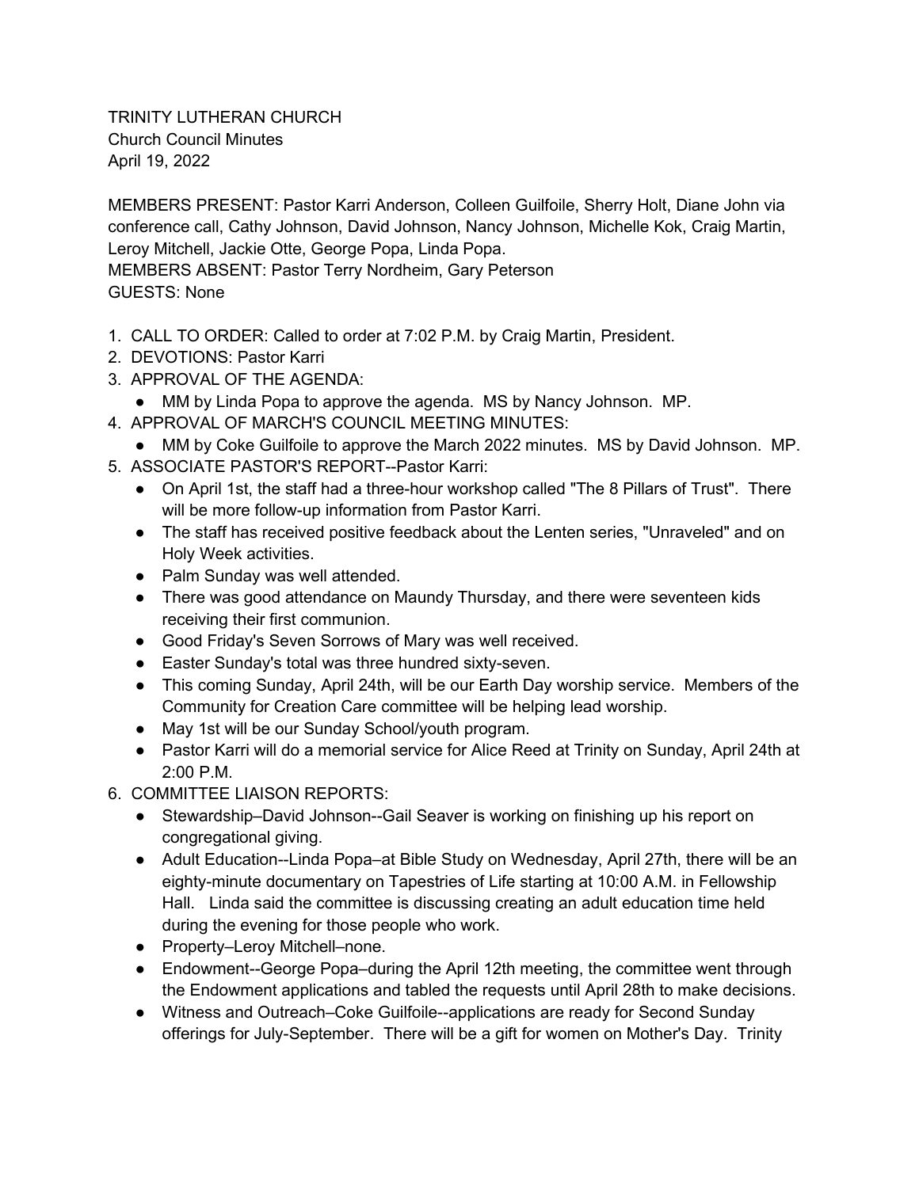TRINITY LUTHERAN CHURCH
Church Council Minutes
April 19, 2022

MEMBERS PRESENT: Pastor Karri Anderson, Colleen Guilfoile, Sherry Holt, Diane John via conference call, Cathy Johnson, David Johnson, Nancy Johnson, Michelle Kok, Craig Martin, Leroy Mitchell, Jackie Otte, George Popa, Linda Popa.
MEMBERS ABSENT: Pastor Terry Nordheim, Gary Peterson
GUESTS: None

1. CALL TO ORDER: Called to order at 7:02 P.M. by Craig Martin, President.
2. DEVOTIONS: Pastor Karri
3. APPROVAL OF THE AGENDA:
   - MM by Linda Popa to approve the agenda. MS by Nancy Johnson. MP.
4. APPROVAL OF MARCH'S COUNCIL MEETING MINUTES:
   - MM by Coke Guilfoile to approve the March 2022 minutes. MS by David Johnson. MP.
5. ASSOCIATE PASTOR'S REPORT--Pastor Karri:
   - On April 1st, the staff had a three-hour workshop called "The 8 Pillars of Trust". There will be more follow-up information from Pastor Karri.
   - The staff has received positive feedback about the Lenten series, "Unraveled" and on Holy Week activities.
   - Palm Sunday was well attended.
   - There was good attendance on Maundy Thursday, and there were seventeen kids receiving their first communion.
   - Good Friday's Seven Sorrows of Mary was well received.
   - Easter Sunday's total was three hundred sixty-seven.
   - This coming Sunday, April 24th, will be our Earth Day worship service. Members of the Community for Creation Care committee will be helping lead worship.
   - May 1st will be our Sunday School/youth program.
   - Pastor Karri will do a memorial service for Alice Reed at Trinity on Sunday, April 24th at 2:00 P.M.
6. COMMITTEE LIAISON REPORTS:
   - Stewardship–David Johnson--Gail Seaver is working on finishing up his report on congregational giving.
   - Adult Education--Linda Popa–at Bible Study on Wednesday, April 27th, there will be an eighty-minute documentary on Tapestries of Life starting at 10:00 A.M. in Fellowship Hall. Linda said the committee is discussing creating an adult education time held during the evening for those people who work.
   - Property–Leroy Mitchell–none.
   - Endowment--George Popa–during the April 12th meeting, the committee went through the Endowment applications and tabled the requests until April 28th to make decisions.
   - Witness and Outreach–Coke Guilfoile--applications are ready for Second Sunday offerings for July-September. There will be a gift for women on Mother's Day. Trinity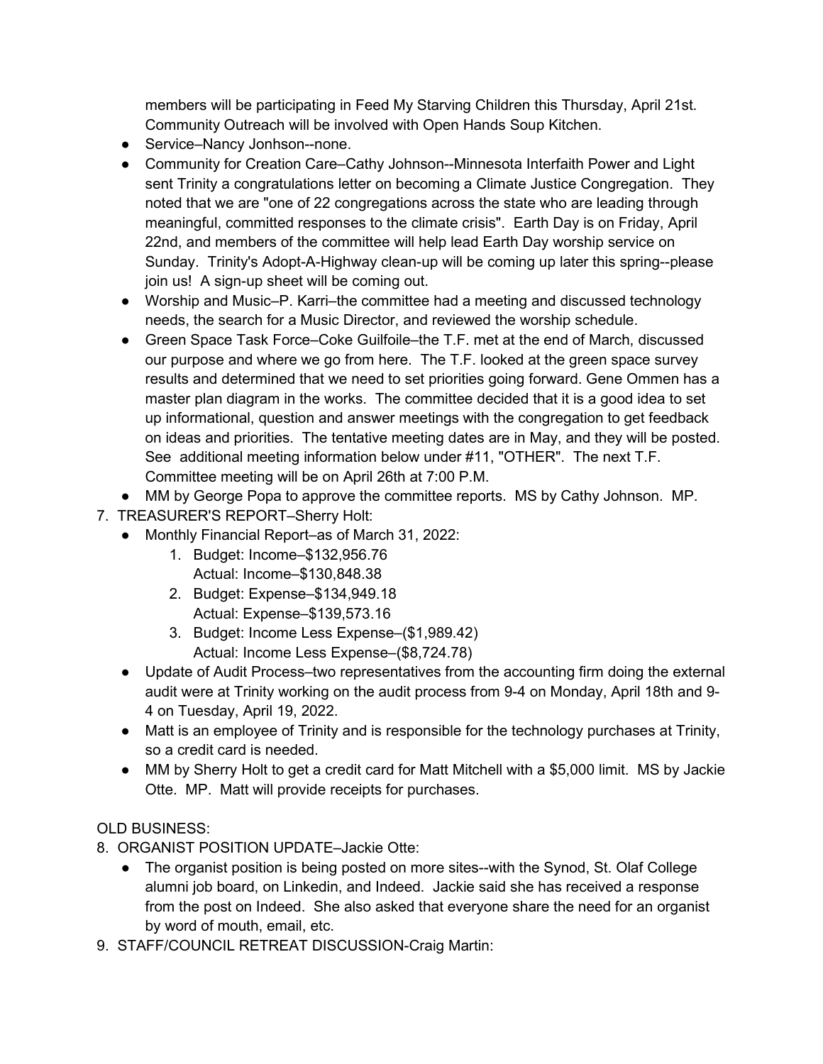members will be participating in Feed My Starving Children this Thursday, April 21st. Community Outreach will be involved with Open Hands Soup Kitchen.

- Service–Nancy Jonhson--none.
- Community for Creation Care–Cathy Johnson--Minnesota Interfaith Power and Light sent Trinity a congratulations letter on becoming a Climate Justice Congregation. They noted that we are "one of 22 congregations across the state who are leading through meaningful, committed responses to the climate crisis". Earth Day is on Friday, April 22nd, and members of the committee will help lead Earth Day worship service on Sunday. Trinity's Adopt-A-Highway clean-up will be coming up later this spring--please join us! A sign-up sheet will be coming out.
- Worship and Music–P. Karri–the committee had a meeting and discussed technology needs, the search for a Music Director, and reviewed the worship schedule.
- Green Space Task Force–Coke Guilfoile–the T.F. met at the end of March, discussed our purpose and where we go from here. The T.F. looked at the green space survey results and determined that we need to set priorities going forward. Gene Ommen has a master plan diagram in the works. The committee decided that it is a good idea to set up informational, question and answer meetings with the congregation to get feedback on ideas and priorities. The tentative meeting dates are in May, and they will be posted. See additional meeting information below under #11, "OTHER". The next T.F. Committee meeting will be on April 26th at 7:00 P.M.
- MM by George Popa to approve the committee reports. MS by Cathy Johnson. MP.

7. TREASURER'S REPORT–Sherry Holt:
   - Monthly Financial Report–as of March 31, 2022:
     1. Budget: Income–$132,956.76
        Actual: Income–$130,848.38
     2. Budget: Expense–$134,949.18
        Actual: Expense–$139,573.16
     3. Budget: Income Less Expense–($1,989.42)
        Actual: Income Less Expense–($8,724.78)
   - Update of Audit Process–two representatives from the accounting firm doing the external audit were at Trinity working on the audit process from 9-4 on Monday, April 18th and 9-4 on Tuesday, April 19, 2022.
   - Matt is an employee of Trinity and is responsible for the technology purchases at Trinity, so a credit card is needed.
   - MM by Sherry Holt to get a credit card for Matt Mitchell with a $5,000 limit. MS by Jackie Otte. MP. Matt will provide receipts for purchases.

OLD BUSINESS:

8. ORGANIST POSITION UPDATE–Jackie Otte:
   - The organist position is being posted on more sites--with the Synod, St. Olaf College alumni job board, on Linkedin, and Indeed. Jackie said she has received a response from the post on Indeed. She also asked that everyone share the need for an organist by word of mouth, email, etc.
9. STAFF/COUNCIL RETREAT DISCUSSION-Craig Martin: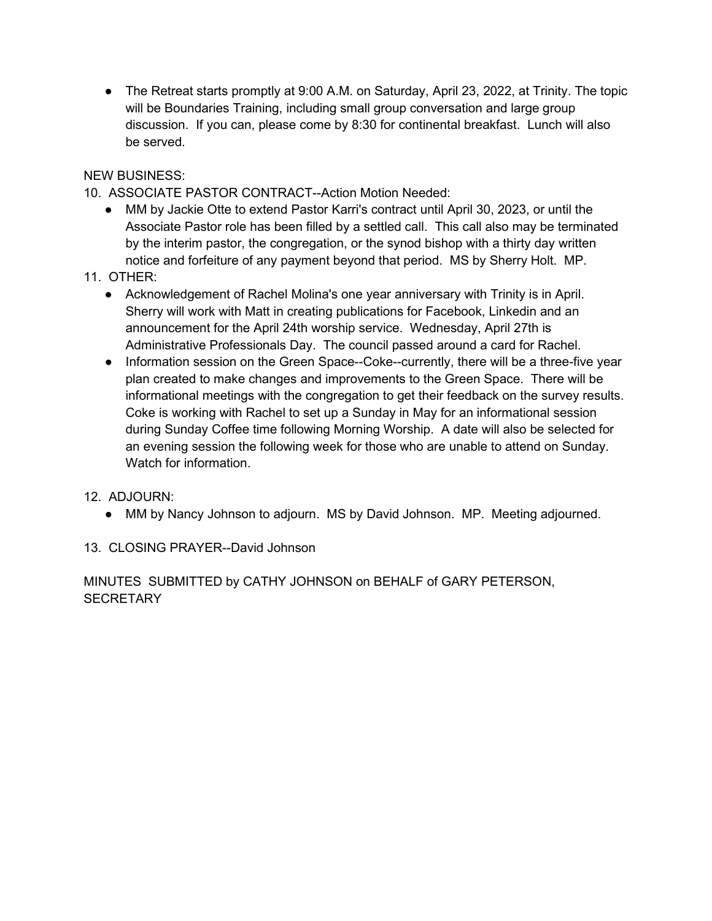- The Retreat starts promptly at 9:00 A.M. on Saturday, April 23, 2022, at Trinity. The topic will be Boundaries Training, including small group conversation and large group discussion. If you can, please come by 8:30 for continental breakfast. Lunch will also be served.

NEW BUSINESS:

10. ASSOCIATE PASTOR CONTRACT--Action Motion Needed:
    - MM by Jackie Otte to extend Pastor Karri's contract until April 30, 2023, or until the Associate Pastor role has been filled by a settled call. This call also may be terminated by the interim pastor, the congregation, or the synod bishop with a thirty day written notice and forfeiture of any payment beyond that period. MS by Sherry Holt. MP.
11. OTHER:
    - Acknowledgement of Rachel Molina's one year anniversary with Trinity is in April. Sherry will work with Matt in creating publications for Facebook, Linkedin and an announcement for the April 24th worship service. Wednesday, April 27th is Administrative Professionals Day. The council passed around a card for Rachel.
    - Information session on the Green Space--Coke--currently, there will be a three-five year plan created to make changes and improvements to the Green Space. There will be informational meetings with the congregation to get their feedback on the survey results. Coke is working with Rachel to set up a Sunday in May for an informational session during Sunday Coffee time following Morning Worship. A date will also be selected for an evening session the following week for those who are unable to attend on Sunday. Watch for information.

12. ADJOURN:
    - MM by Nancy Johnson to adjourn. MS by David Johnson. MP. Meeting adjourned.

13. CLOSING PRAYER--David Johnson

MINUTES SUBMITTED by CATHY JOHNSON on BEHALF of GARY PETERSON, SECRETARY